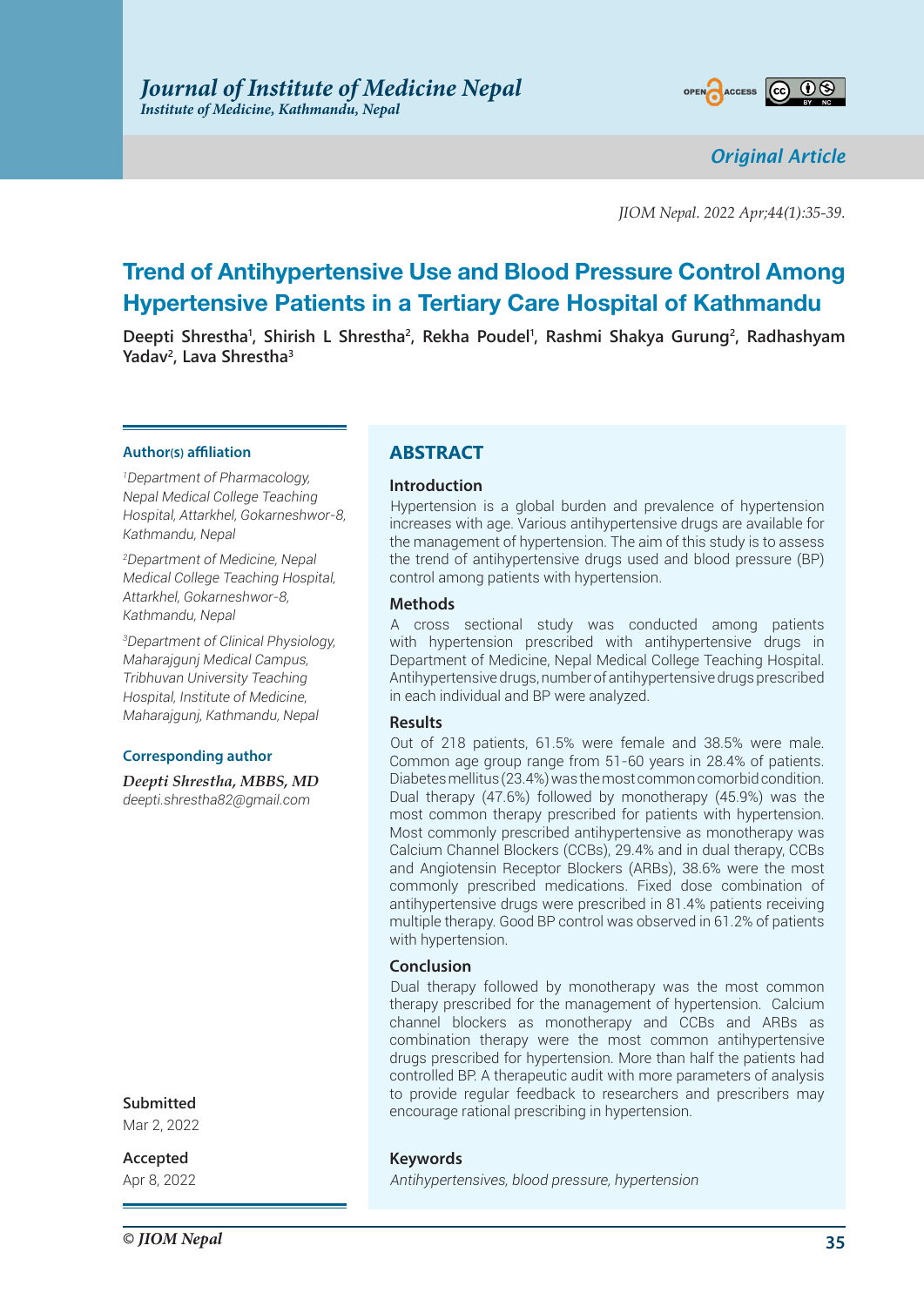Original Article

# Trend of Antihypertensive Use and Blood Pressure Control Among Hypertensive Patients in a Tertiary Care Hospital of Kathmandu

**Deepti Shrestha[1], Shirish L Shrestha[2], Rekha Poudel[1], Rashmi Shakya Gurung[2], Radhashyam Yadav[2], Lava Shrestha[3]**

**Author(s) affiliation**

[1]*Department of Pharmacology, Nepal Medical College Teaching Hospital, Attarkhel, Gokarneshwor-8, Kathmandu, Nepal*

[2]*Department of Medicine, Nepal Medical College Teaching Hospital, Attarkhel, Gokarneshwor-8, Kathmandu, Nepal*

[3]*Department of Clinical Physiology, Maharajgunj Medical Campus, Tribhuvan University Teaching Hospital, Institute of Medicine, Maharajgunj, Kathmandu, Nepal*

**Corresponding author**

***Deepti Shrestha, MBBS, MD***
*deepti.shrestha82@gmail.com*

**Submitted**
Mar 2, 2022

**Accepted**
Apr 8, 2022

## ABSTRACT

### Introduction

Hypertension is a global burden and prevalence of hypertension increases with age. Various antihypertensive drugs are available for the management of hypertension. The aim of this study is to assess the trend of antihypertensive drugs used and blood pressure (BP) control among patients with hypertension.

### Methods

A cross sectional study was conducted among patients with hypertension prescribed with antihypertensive drugs in Department of Medicine, Nepal Medical College Teaching Hospital. Antihypertensive drugs, number of antihypertensive drugs prescribed in each individual and BP were analyzed.

### Results

Out of 218 patients, 61.5% were female and 38.5% were male. Common age group range from 51-60 years in 28.4% of patients. Diabetes mellitus (23.4%) was the most common comorbid condition. Dual therapy (47.6%) followed by monotherapy (45.9%) was the most common therapy prescribed for patients with hypertension. Most commonly prescribed antihypertensive as monotherapy was Calcium Channel Blockers (CCBs), 29.4% and in dual therapy, CCBs and Angiotensin Receptor Blockers (ARBs), 38.6% were the most commonly prescribed medications. Fixed dose combination of antihypertensive drugs were prescribed in 81.4% patients receiving multiple therapy. Good BP control was observed in 61.2% of patients with hypertension.

### Conclusion

Dual therapy followed by monotherapy was the most common therapy prescribed for the management of hypertension. Calcium channel blockers as monotherapy and CCBs and ARBs as combination therapy were the most common antihypertensive drugs prescribed for hypertension. More than half the patients had controlled BP. A therapeutic audit with more parameters of analysis to provide regular feedback to researchers and prescribers may encourage rational prescribing in hypertension.

### Keywords

*Antihypertensives, blood pressure, hypertension*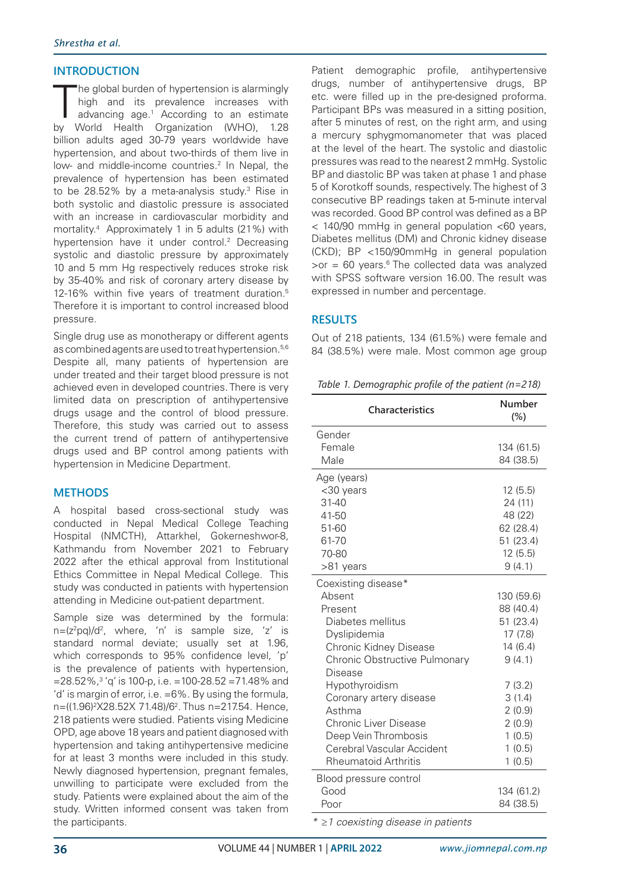## INTRODUCTION

The global burden of hypertension is alarmingly high and its prevalence increases with advancing age.[1] According to an estimate by World Health Organization (WHO), 1.28 billion adults aged 30-79 years worldwide have hypertension, and about two-thirds of them live in low- and middle-income countries.[2] In Nepal, the prevalence of hypertension has been estimated to be 28.52% by a meta-analysis study.[3] Rise in both systolic and diastolic pressure is associated with an increase in cardiovascular morbidity and mortality.[4] Approximately 1 in 5 adults (21%) with hypertension have it under control.[2] Decreasing systolic and diastolic pressure by approximately 10 and 5 mm Hg respectively reduces stroke risk by 35-40% and risk of coronary artery disease by 12-16% within five years of treatment duration.[5] Therefore it is important to control increased blood pressure.

Single drug use as monotherapy or different agents as combined agents are used to treat hypertension.[5,6] Despite all, many patients of hypertension are under treated and their target blood pressure is not achieved even in developed countries. There is very limited data on prescription of antihypertensive drugs usage and the control of blood pressure. Therefore, this study was carried out to assess the current trend of pattern of antihypertensive drugs used and BP control among patients with hypertension in Medicine Department.

## METHODS

A hospital based cross-sectional study was conducted in Nepal Medical College Teaching Hospital (NMCTH), Attarkhel, Gokerneshwor-8, Kathmandu from November 2021 to February 2022 after the ethical approval from Institutional Ethics Committee in Nepal Medical College. This study was conducted in patients with hypertension attending in Medicine out-patient department.

Sample size was determined by the formula: $n=(z^2pq)/d^2$, where, 'n' is sample size, 'z' is standard normal deviate; usually set at 1.96, which corresponds to 95% confidence level, 'p' is the prevalence of patients with hypertension, =28.52%,[3] 'q' is 100-p, i.e. =100-28.52 =71.48% and 'd' is margin of error, i.e. =6%. By using the formula, $n=((1.96)^2 X28.52X\ 71.48)/6^2$. Thus n=217.54. Hence, 218 patients were studied. Patients vising Medicine OPD, age above 18 years and patient diagnosed with hypertension and taking antihypertensive medicine for at least 3 months were included in this study. Newly diagnosed hypertension, pregnant females, unwilling to participate were excluded from the study. Patients were explained about the aim of the study. Written informed consent was taken from the participants.

Patient demographic profile, antihypertensive drugs, number of antihypertensive drugs, BP etc. were filled up in the pre-designed proforma. Participant BPs was measured in a sitting position, after 5 minutes of rest, on the right arm, and using a mercury sphygmomanometer that was placed at the level of the heart. The systolic and diastolic pressures was read to the nearest 2 mmHg. Systolic BP and diastolic BP was taken at phase 1 and phase 5 of Korotkoff sounds, respectively. The highest of 3 consecutive BP readings taken at 5-minute interval was recorded. Good BP control was defined as a BP < 140/90 mmHg in general population <60 years, Diabetes mellitus (DM) and Chronic kidney disease (CKD); BP <150/90mmHg in general population >or = 60 years.[6] The collected data was analyzed with SPSS software version 16.00. The result was expressed in number and percentage.

## RESULTS

Out of 218 patients, 134 (61.5%) were female and 84 (38.5%) were male. Most common age group

*Table 1. Demographic profile of the patient (n=218)*

| Characteristics | Number (%) |
|---|---|
| Gender | |
| Female | 134 (61.5) |
| Male | 84 (38.5) |
| Age (years) | |
| <30 years | 12 (5.5) |
| 31-40 | 24 (11) |
| 41-50 | 48 (22) |
| 51-60 | 62 (28.4) |
| 61-70 | 51 (23.4) |
| 70-80 | 12 (5.5) |
| >81 years | 9 (4.1) |
| Coexisting disease* | |
| Absent | 130 (59.6) |
| Present | 88 (40.4) |
| Diabetes mellitus | 51 (23.4) |
| Dyslipidemia | 17 (7.8) |
| Chronic Kidney Disease | 14 (6.4) |
| Chronic Obstructive Pulmonary Disease | 9 (4.1) |
| Hypothyroidism | 7 (3.2) |
| Coronary artery disease | 3 (1.4) |
| Asthma | 2 (0.9) |
| Chronic Liver Disease | 2 (0.9) |
| Deep Vein Thrombosis | 1 (0.5) |
| Cerebral Vascular Accident | 1 (0.5) |
| Rheumatoid Arthritis | 1 (0.5) |
| Blood pressure control | |
| Good | 134 (61.2) |
| Poor | 84 (38.5) |

* ≥1 coexisting disease in patients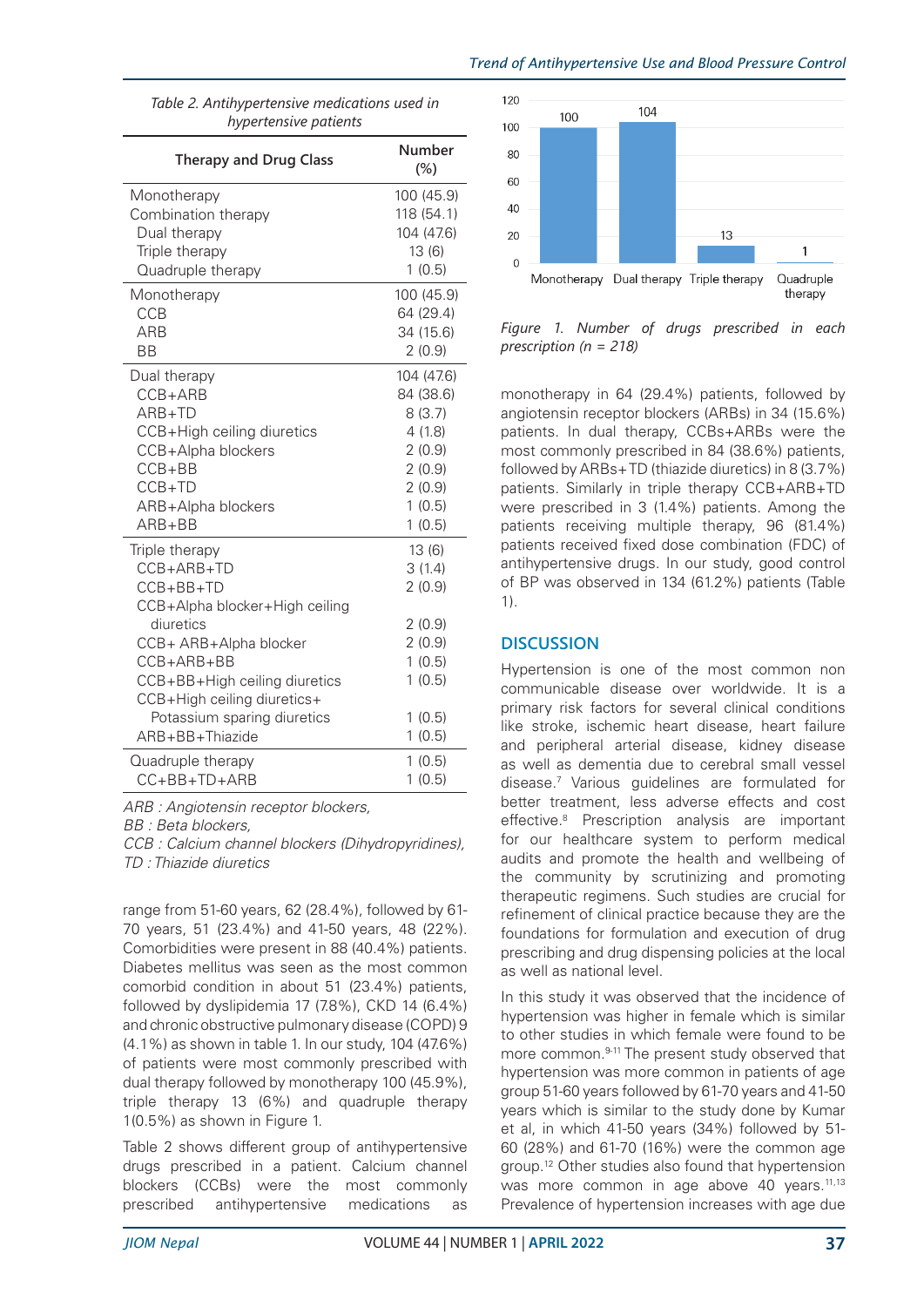*Table 2. Antihypertensive medications used in hypertensive patients*

| Therapy and Drug Class | Number (%) |
|---|---|
| Monotherapy | 100 (45.9) |
| Combination therapy | 118 (54.1) |
| Dual therapy | 104 (47.6) |
| Triple therapy | 13 (6) |
| Quadruple therapy | 1 (0.5) |
| Monotherapy | 100 (45.9) |
| CCB | 64 (29.4) |
| ARB | 34 (15.6) |
| BB | 2 (0.9) |
| Dual therapy | 104 (47.6) |
| CCB+ARB | 84 (38.6) |
| ARB+TD | 8 (3.7) |
| CCB+High ceiling diuretics | 4 (1.8) |
| CCB+Alpha blockers | 2 (0.9) |
| CCB+BB | 2 (0.9) |
| CCB+TD | 2 (0.9) |
| ARB+Alpha blockers | 1 (0.5) |
| ARB+BB | 1 (0.5) |
| Triple therapy | 13 (6) |
| CCB+ARB+TD | 3 (1.4) |
| CCB+BB+TD | 2 (0.9) |
| CCB+Alpha blocker+High ceiling diuretics | 2 (0.9) |
| CCB+ ARB+Alpha blocker | 2 (0.9) |
| CCB+ARB+BB | 1 (0.5) |
| CCB+BB+High ceiling diuretics | 1 (0.5) |
| CCB+High ceiling diuretics+ Potassium sparing diuretics | 1 (0.5) |
| ARB+BB+Thiazide | 1 (0.5) |
| Quadruple therapy | 1 (0.5) |
| CC+BB+TD+ARB | 1 (0.5) |

*ARB : Angiotensin receptor blockers,*
*BB : Beta blockers,*
*CCB : Calcium channel blockers (Dihydropyridines),*
*TD : Thiazide diuretics*

range from 51-60 years, 62 (28.4%), followed by 61-70 years, 51 (23.4%) and 41-50 years, 48 (22%). Comorbidities were present in 88 (40.4%) patients. Diabetes mellitus was seen as the most common comorbid condition in about 51 (23.4%) patients, followed by dyslipidemia 17 (7.8%), CKD 14 (6.4%) and chronic obstructive pulmonary disease (COPD) 9 (4.1%) as shown in table 1. In our study, 104 (47.6%) of patients were most commonly prescribed with dual therapy followed by monotherapy 100 (45.9%), triple therapy 13 (6%) and quadruple therapy 1(0.5%) as shown in Figure 1.

Table 2 shows different group of antihypertensive drugs prescribed in a patient. Calcium channel blockers (CCBs) were the most commonly prescribed antihypertensive medications as

| | Monotherapy | Dual therapy | Triple therapy | Quadruple therapy |
|---|---|---|---|---|
| Number | 100 | 104 | 13 | 1 |

*Figure 1. Number of drugs prescribed in each prescription (n = 218)*

monotherapy in 64 (29.4%) patients, followed by angiotensin receptor blockers (ARBs) in 34 (15.6%) patients. In dual therapy, CCBs+ARBs were the most commonly prescribed in 84 (38.6%) patients, followed by ARBs+TD (thiazide diuretics) in 8 (3.7%) patients. Similarly in triple therapy CCB+ARB+TD were prescribed in 3 (1.4%) patients. Among the patients receiving multiple therapy, 96 (81.4%) patients received fixed dose combination (FDC) of antihypertensive drugs. In our study, good control of BP was observed in 134 (61.2%) patients (Table 1).

## DISCUSSION

Hypertension is one of the most common non communicable disease over worldwide. It is a primary risk factors for several clinical conditions like stroke, ischemic heart disease, heart failure and peripheral arterial disease, kidney disease as well as dementia due to cerebral small vessel disease.[7] Various guidelines are formulated for better treatment, less adverse effects and cost effective.[8] Prescription analysis are important for our healthcare system to perform medical audits and promote the health and wellbeing of the community by scrutinizing and promoting therapeutic regimens. Such studies are crucial for refinement of clinical practice because they are the foundations for formulation and execution of drug prescribing and drug dispensing policies at the local as well as national level.

In this study it was observed that the incidence of hypertension was higher in female which is similar to other studies in which female were found to be more common.[9-11] The present study observed that hypertension was more common in patients of age group 51-60 years followed by 61-70 years and 41-50 years which is similar to the study done by Kumar et al, in which 41-50 years (34%) followed by 51-60 (28%) and 61-70 (16%) were the common age group.[12] Other studies also found that hypertension was more common in age above 40 years.[11,13] Prevalence of hypertension increases with age due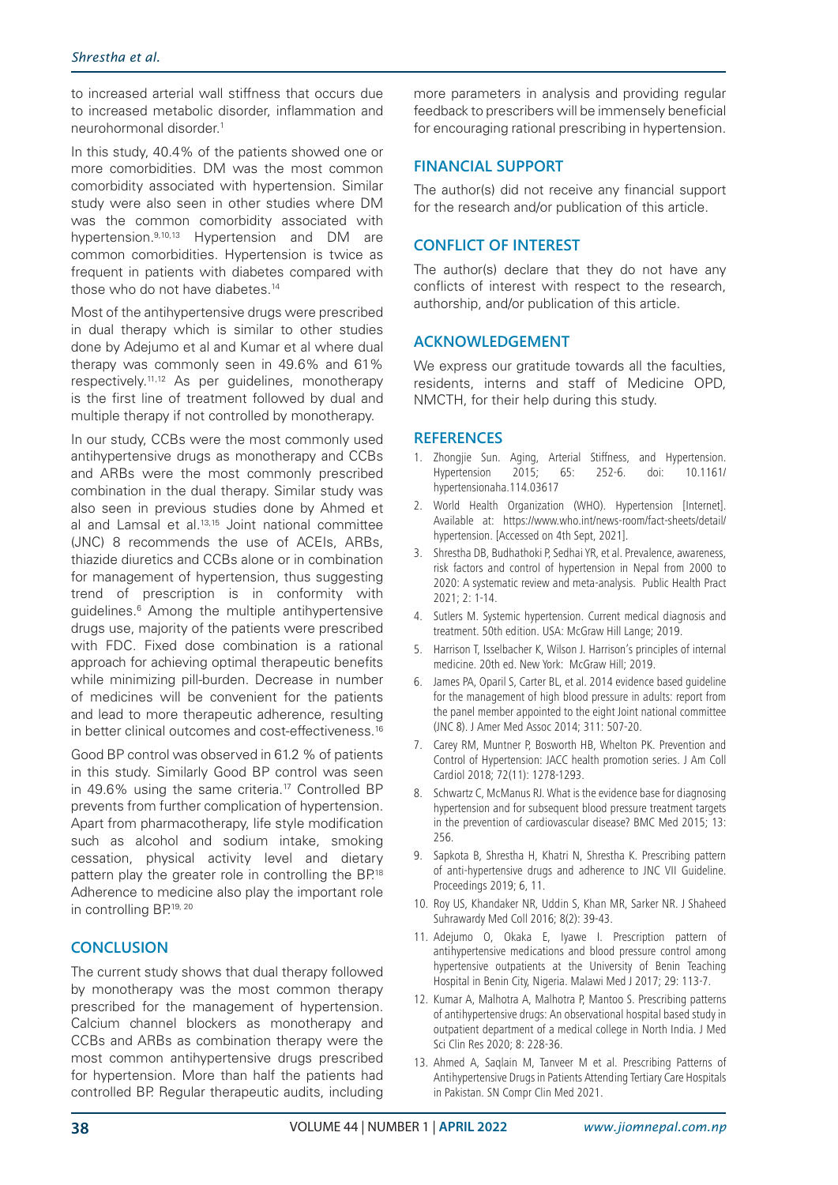to increased arterial wall stiffness that occurs due to increased metabolic disorder, inflammation and neurohormonal disorder.[1]

In this study, 40.4% of the patients showed one or more comorbidities. DM was the most common comorbidity associated with hypertension. Similar study were also seen in other studies where DM was the common comorbidity associated with hypertension.[9,10,13] Hypertension and DM are common comorbidities. Hypertension is twice as frequent in patients with diabetes compared with those who do not have diabetes.[14]

Most of the antihypertensive drugs were prescribed in dual therapy which is similar to other studies done by Adejumo et al and Kumar et al where dual therapy was commonly seen in 49.6% and 61% respectively.[11,12] As per guidelines, monotherapy is the first line of treatment followed by dual and multiple therapy if not controlled by monotherapy.

In our study, CCBs were the most commonly used antihypertensive drugs as monotherapy and CCBs and ARBs were the most commonly prescribed combination in the dual therapy. Similar study was also seen in previous studies done by Ahmed et al and Lamsal et al.[13,15] Joint national committee (JNC) 8 recommends the use of ACEIs, ARBs, thiazide diuretics and CCBs alone or in combination for management of hypertension, thus suggesting trend of prescription is in conformity with guidelines.[6] Among the multiple antihypertensive drugs use, majority of the patients were prescribed with FDC. Fixed dose combination is a rational approach for achieving optimal therapeutic benefits while minimizing pill-burden. Decrease in number of medicines will be convenient for the patients and lead to more therapeutic adherence, resulting in better clinical outcomes and cost-effectiveness.[16]

Good BP control was observed in 61.2 % of patients in this study. Similarly Good BP control was seen in 49.6% using the same criteria.[17] Controlled BP prevents from further complication of hypertension. Apart from pharmacotherapy, life style modification such as alcohol and sodium intake, smoking cessation, physical activity level and dietary pattern play the greater role in controlling the BP.[18] Adherence to medicine also play the important role in controlling BP.[19, 20]

## CONCLUSION

The current study shows that dual therapy followed by monotherapy was the most common therapy prescribed for the management of hypertension. Calcium channel blockers as monotherapy and CCBs and ARBs as combination therapy were the most common antihypertensive drugs prescribed for hypertension. More than half the patients had controlled BP. Regular therapeutic audits, including more parameters in analysis and providing regular feedback to prescribers will be immensely beneficial for encouraging rational prescribing in hypertension.

## FINANCIAL SUPPORT

The author(s) did not receive any financial support for the research and/or publication of this article.

## CONFLICT OF INTEREST

The author(s) declare that they do not have any conflicts of interest with respect to the research, authorship, and/or publication of this article.

## ACKNOWLEDGEMENT

We express our gratitude towards all the faculties, residents, interns and staff of Medicine OPD, NMCTH, for their help during this study.

## REFERENCES

1. Zhongjie Sun. Aging, Arterial Stiffness, and Hypertension. Hypertension 2015; 65: 252-6. doi: 10.1161/hypertensionaha.114.03617
2. World Health Organization (WHO). Hypertension [Internet]. Available at: https://www.who.int/news-room/fact-sheets/detail/hypertension. [Accessed on 4th Sept, 2021].
3. Shrestha DB, Budhathoki P, Sedhai YR, et al. Prevalence, awareness, risk factors and control of hypertension in Nepal from 2000 to 2020: A systematic review and meta-analysis. Public Health Pract 2021; 2: 1-14.
4. Sutlers M. Systemic hypertension. Current medical diagnosis and treatment. 50th edition. USA: McGraw Hill Lange; 2019.
5. Harrison T, Isselbacher K, Wilson J. Harrison's principles of internal medicine. 20th ed. New York: McGraw Hill; 2019.
6. James PA, Oparil S, Carter BL, et al. 2014 evidence based guideline for the management of high blood pressure in adults: report from the panel member appointed to the eight Joint national committee (JNC 8). J Amer Med Assoc 2014; 311: 507-20.
7. Carey RM, Muntner P, Bosworth HB, Whelton PK. Prevention and Control of Hypertension: JACC health promotion series. J Am Coll Cardiol 2018; 72(11): 1278-1293.
8. Schwartz C, McManus RJ. What is the evidence base for diagnosing hypertension and for subsequent blood pressure treatment targets in the prevention of cardiovascular disease? BMC Med 2015; 13: 256.
9. Sapkota B, Shrestha H, Khatri N, Shrestha K. Prescribing pattern of anti-hypertensive drugs and adherence to JNC VII Guideline. Proceedings 2019; 6, 11.
10. Roy US, Khandaker NR, Uddin S, Khan MR, Sarker NR. J Shaheed Suhrawardy Med Coll 2016; 8(2): 39-43.
11. Adejumo O, Okaka E, Iyawe I. Prescription pattern of antihypertensive medications and blood pressure control among hypertensive outpatients at the University of Benin Teaching Hospital in Benin City, Nigeria. Malawi Med J 2017; 29: 113-7.
12. Kumar A, Malhotra A, Malhotra P, Mantoo S. Prescribing patterns of antihypertensive drugs: An observational hospital based study in outpatient department of a medical college in North India. J Med Sci Clin Res 2020; 8: 228-36.
13. Ahmed A, Saqlain M, Tanveer M et al. Prescribing Patterns of Antihypertensive Drugs in Patients Attending Tertiary Care Hospitals in Pakistan. SN Compr Clin Med 2021.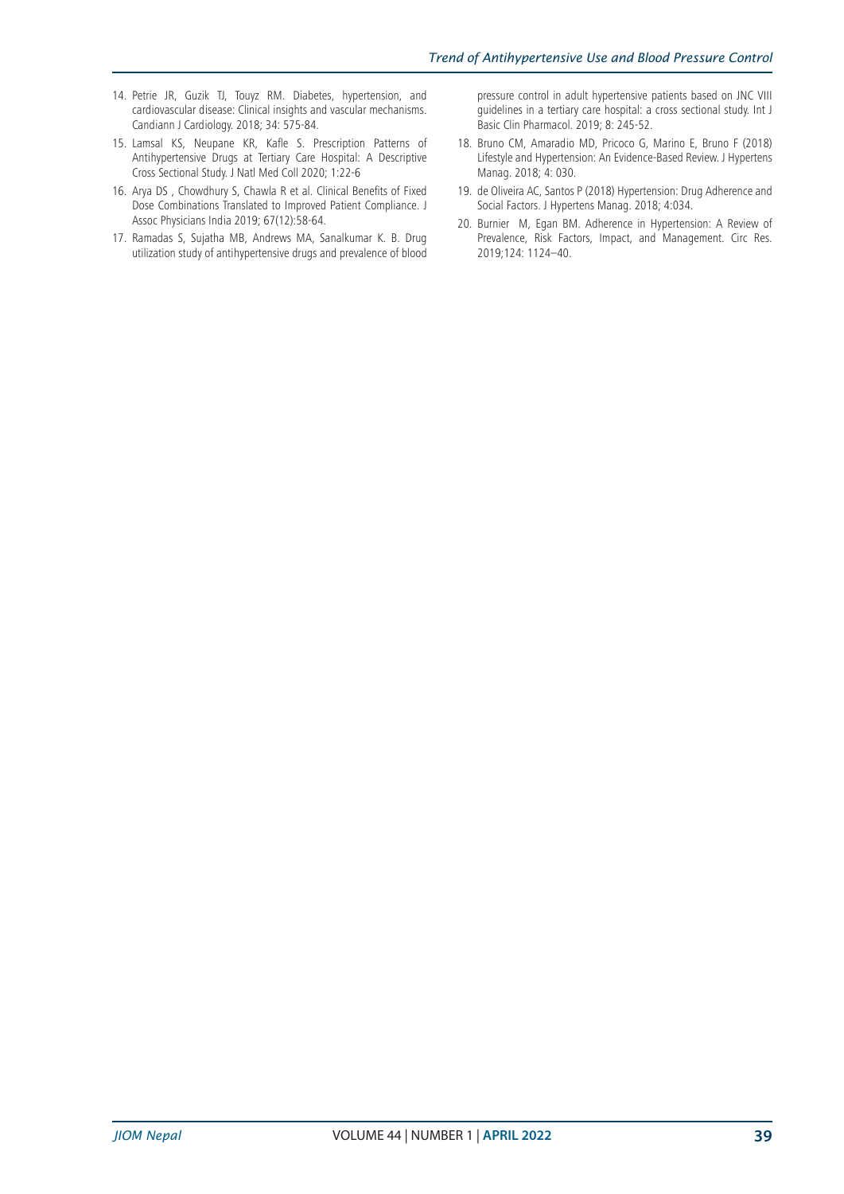14. Petrie JR, Guzik TJ, Touyz RM. Diabetes, hypertension, and cardiovascular disease: Clinical insights and vascular mechanisms. Candiann J Cardiology. 2018; 34: 575-84.
15. Lamsal KS, Neupane KR, Kafle S. Prescription Patterns of Antihypertensive Drugs at Tertiary Care Hospital: A Descriptive Cross Sectional Study. J Natl Med Coll 2020; 1:22-6
16. Arya DS , Chowdhury S, Chawla R et al. Clinical Benefits of Fixed Dose Combinations Translated to Improved Patient Compliance. J Assoc Physicians India 2019; 67(12):58-64.
17. Ramadas S, Sujatha MB, Andrews MA, Sanalkumar K. B. Drug utilization study of antihypertensive drugs and prevalence of blood pressure control in adult hypertensive patients based on JNC VIII guidelines in a tertiary care hospital: a cross sectional study. Int J Basic Clin Pharmacol. 2019; 8: 245-52.
18. Bruno CM, Amaradio MD, Pricoco G, Marino E, Bruno F (2018) Lifestyle and Hypertension: An Evidence-Based Review. J Hypertens Manag. 2018; 4: 030.
19. de Oliveira AC, Santos P (2018) Hypertension: Drug Adherence and Social Factors. J Hypertens Manag. 2018; 4:034.
20. Burnier M, Egan BM. Adherence in Hypertension: A Review of Prevalence, Risk Factors, Impact, and Management. Circ Res. 2019;124: 1124–40.